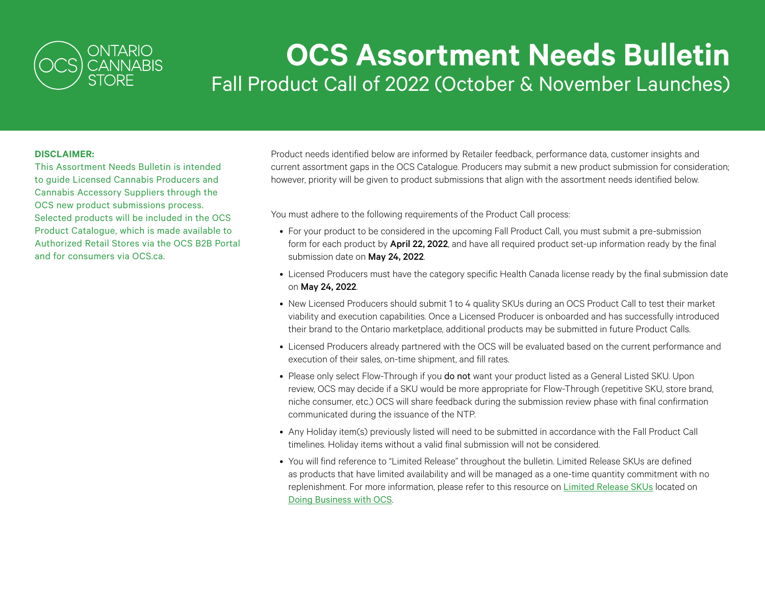ONTARIO CANNABIS STORE

# OCS Assortment Needs Bulletin

## Fall Product Call of 2022 (October & November Launches)

**DISCLAIMER:**
This Assortment Needs Bulletin is intended to guide Licensed Cannabis Producers and Cannabis Accessory Suppliers through the OCS new product submissions process. Selected products will be included in the OCS Product Catalogue, which is made available to Authorized Retail Stores via the OCS B2B Portal and for consumers via OCS.ca.

Product needs identified below are informed by Retailer feedback, performance data, customer insights and current assortment gaps in the OCS Catalogue. Producers may submit a new product submission for consideration; however, priority will be given to product submissions that align with the assortment needs identified below.

You must adhere to the following requirements of the Product Call process:

- For your product to be considered in the upcoming Fall Product Call, you must submit a pre-submission form for each product by **April 22, 2022**, and have all required product set-up information ready by the final submission date on **May 24, 2022**.
- Licensed Producers must have the category specific Health Canada license ready by the final submission date on **May 24, 2022**.
- New Licensed Producers should submit 1 to 4 quality SKUs during an OCS Product Call to test their market viability and execution capabilities. Once a Licensed Producer is onboarded and has successfully introduced their brand to the Ontario marketplace, additional products may be submitted in future Product Calls.
- Licensed Producers already partnered with the OCS will be evaluated based on the current performance and execution of their sales, on-time shipment, and fill rates.
- Please only select Flow-Through if you **do not** want your product listed as a General Listed SKU. Upon review, OCS may decide if a SKU would be more appropriate for Flow-Through (repetitive SKU, store brand, niche consumer, etc.) OCS will share feedback during the submission review phase with final confirmation communicated during the issuance of the NTP.
- Any Holiday item(s) previously listed will need to be submitted in accordance with the Fall Product Call timelines. Holiday items without a valid final submission will not be considered.
- You will find reference to "Limited Release" throughout the bulletin. Limited Release SKUs are defined as products that have limited availability and will be managed as a one-time quantity commitment with no replenishment. For more information, please refer to this resource on Limited Release SKUs located on Doing Business with OCS.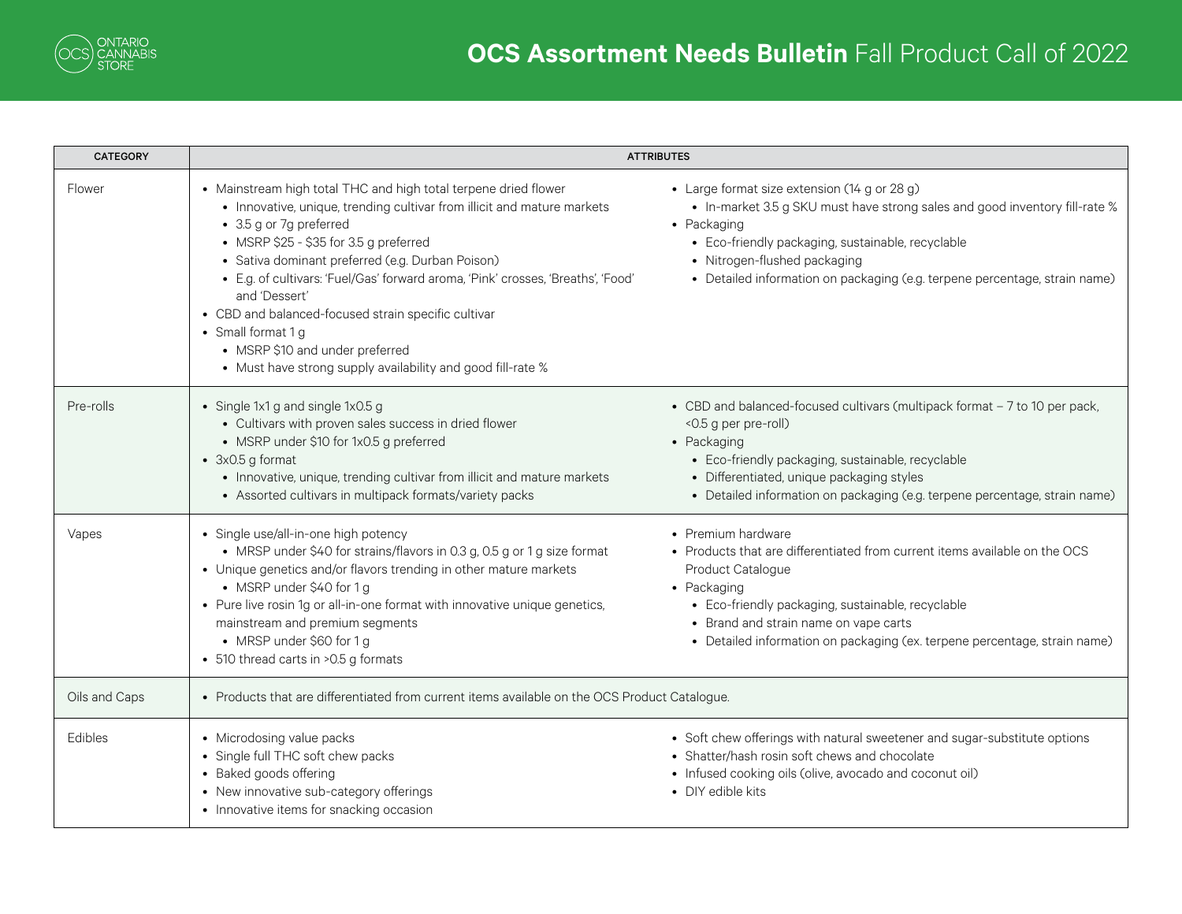# **OCS Assortment Needs Bulletin** Fall Product Call of 2022

| CATEGORY | ATTRIBUTES |
|---|---|
| Flower | • Mainstream high total THC and high total terpene dried flower<br>  • Innovative, unique, trending cultivar from illicit and mature markets<br>  • 3.5 g or 7g preferred<br>  • MSRP $25 - $35 for 3.5 g preferred<br>  • Sativa dominant preferred (e.g. Durban Poison)<br>  • E.g. of cultivars: 'Fuel/Gas' forward aroma, 'Pink' crosses, 'Breaths', 'Food' and 'Dessert'<br>• CBD and balanced-focused strain specific cultivar<br>• Small format 1 g<br>  • MSRP $10 and under preferred<br>  • Must have strong supply availability and good fill-rate %<br>• Large format size extension (14 g or 28 g)<br>  • In-market 3.5 g SKU must have strong sales and good inventory fill-rate %<br>• Packaging<br>  • Eco-friendly packaging, sustainable, recyclable<br>  • Nitrogen-flushed packaging<br>  • Detailed information on packaging (e.g. terpene percentage, strain name) |
| Pre-rolls | • Single 1x1 g and single 1x0.5 g<br>  • Cultivars with proven sales success in dried flower<br>  • MSRP under $10 for 1x0.5 g preferred<br>• 3x0.5 g format<br>  • Innovative, unique, trending cultivar from illicit and mature markets<br>  • Assorted cultivars in multipack formats/variety packs<br>• CBD and balanced-focused cultivars (multipack format – 7 to 10 per pack, <0.5 g per pre-roll)<br>• Packaging<br>  • Eco-friendly packaging, sustainable, recyclable<br>  • Differentiated, unique packaging styles<br>  • Detailed information on packaging (e.g. terpene percentage, strain name) |
| Vapes | • Single use/all-in-one high potency<br>  • MRSP under $40 for strains/flavors in 0.3 g, 0.5 g or 1 g size format<br>• Unique genetics and/or flavors trending in other mature markets<br>  • MSRP under $40 for 1 g<br>• Pure live rosin 1g or all-in-one format with innovative unique genetics, mainstream and premium segments<br>  • MRSP under $60 for 1 g<br>• 510 thread carts in >0.5 g formats<br>• Premium hardware<br>• Products that are differentiated from current items available on the OCS Product Catalogue<br>• Packaging<br>  • Eco-friendly packaging, sustainable, recyclable<br>  • Brand and strain name on vape carts<br>  • Detailed information on packaging (ex. terpene percentage, strain name) |
| Oils and Caps | • Products that are differentiated from current items available on the OCS Product Catalogue. |
| Edibles | • Microdosing value packs<br>• Single full THC soft chew packs<br>• Baked goods offering<br>• New innovative sub-category offerings<br>• Innovative items for snacking occasion<br>• Soft chew offerings with natural sweetener and sugar-substitute options<br>• Shatter/hash rosin soft chews and chocolate<br>• Infused cooking oils (olive, avocado and coconut oil)<br>• DIY edible kits |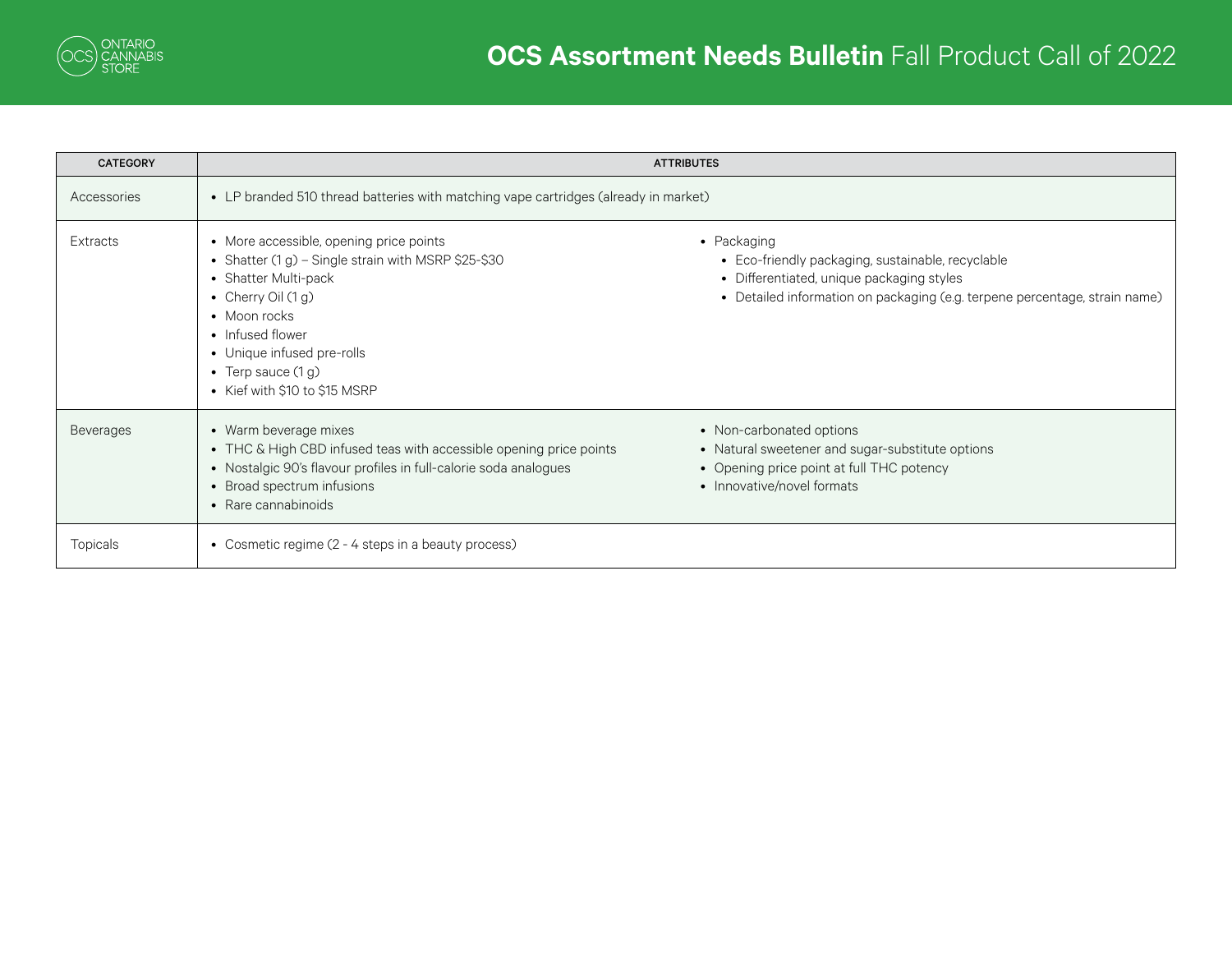# **OCS Assortment Needs Bulletin** Fall Product Call of 2022

| CATEGORY | ATTRIBUTES |
| --- | --- |
| Accessories | • LP branded 510 thread batteries with matching vape cartridges (already in market) |
| Extracts | • More accessible, opening price points<br>• Shatter (1 g) – Single strain with MSRP $25-$30<br>• Shatter Multi-pack<br>• Cherry Oil (1 g)<br>• Moon rocks<br>• Infused flower<br>• Unique infused pre-rolls<br>• Terp sauce (1 g)<br>• Kief with $10 to $15 MSRP<br>• Packaging<br>&nbsp;&nbsp;&nbsp;&nbsp;• Eco-friendly packaging, sustainable, recyclable<br>&nbsp;&nbsp;&nbsp;&nbsp;• Differentiated, unique packaging styles<br>&nbsp;&nbsp;&nbsp;&nbsp;• Detailed information on packaging (e.g. terpene percentage, strain name) |
| Beverages | • Warm beverage mixes<br>• THC & High CBD infused teas with accessible opening price points<br>• Nostalgic 90's flavour profiles in full-calorie soda analogues<br>• Broad spectrum infusions<br>• Rare cannabinoids<br>• Non-carbonated options<br>• Natural sweetener and sugar-substitute options<br>• Opening price point at full THC potency<br>• Innovative/novel formats |
| Topicals | • Cosmetic regime (2 - 4 steps in a beauty process) |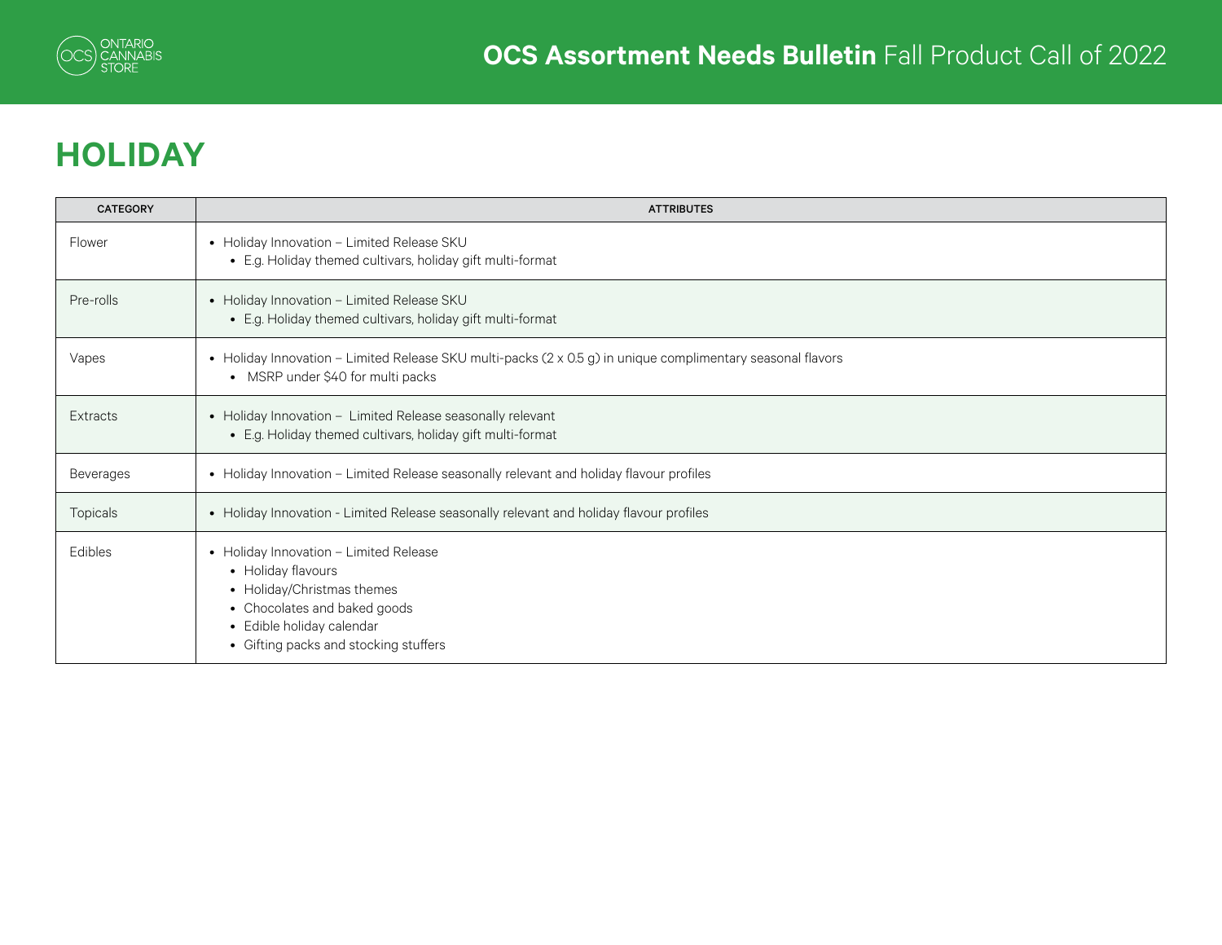# HOLIDAY

| CATEGORY | ATTRIBUTES |
| --- | --- |
| Flower | • Holiday Innovation – Limited Release SKU<br>  • E.g. Holiday themed cultivars, holiday gift multi-format |
| Pre-rolls | • Holiday Innovation – Limited Release SKU<br>  • E.g. Holiday themed cultivars, holiday gift multi-format |
| Vapes | • Holiday Innovation – Limited Release SKU multi-packs (2 x 0.5 g) in unique complimentary seasonal flavors<br>  • MSRP under $40 for multi packs |
| Extracts | • Holiday Innovation – Limited Release seasonally relevant<br>  • E.g. Holiday themed cultivars, holiday gift multi-format |
| Beverages | • Holiday Innovation – Limited Release seasonally relevant and holiday flavour profiles |
| Topicals | • Holiday Innovation - Limited Release seasonally relevant and holiday flavour profiles |
| Edibles | • Holiday Innovation – Limited Release<br>  • Holiday flavours<br>  • Holiday/Christmas themes<br>  • Chocolates and baked goods<br>  • Edible holiday calendar<br>  • Gifting packs and stocking stuffers |